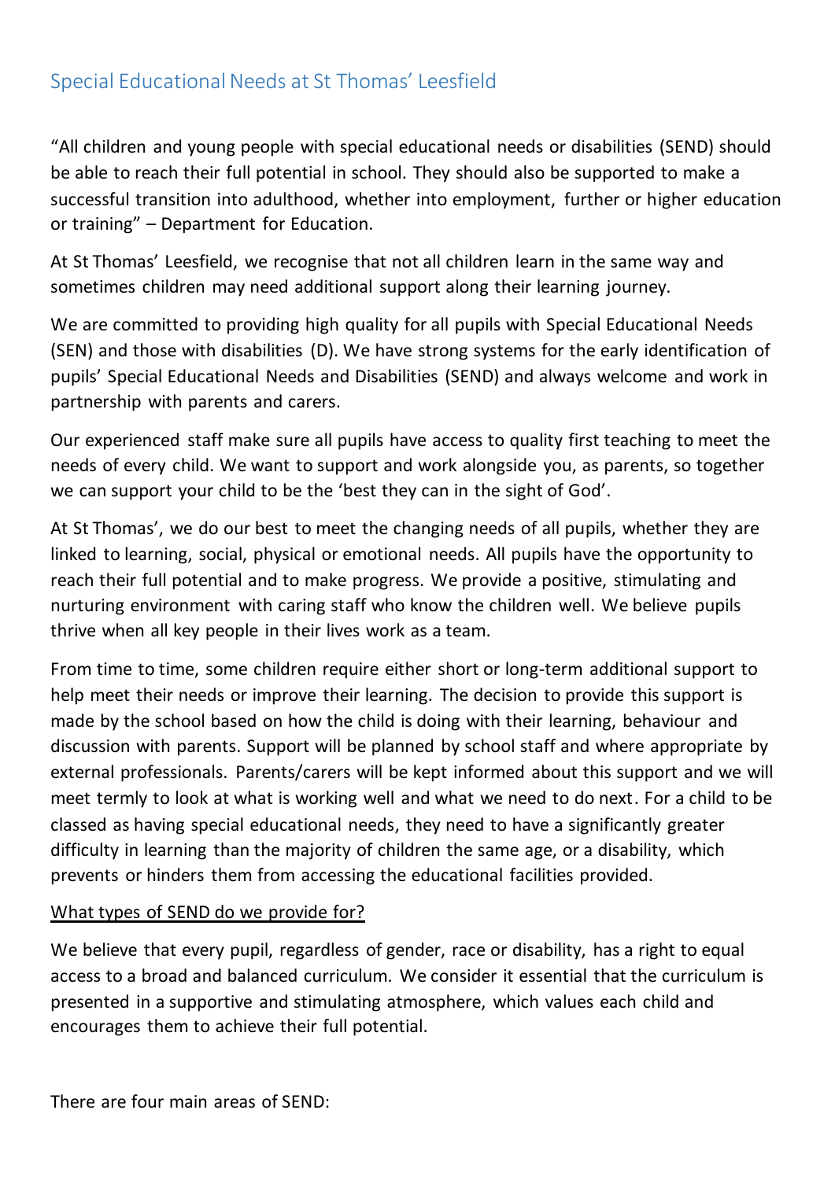# Special Educational Needs at St Thomas' Leesfield

"All children and young people with special educational needs or disabilities (SEND) should be able to reach their full potential in school. They should also be supported to make a successful transition into adulthood, whether into employment, further or higher education or training" – Department for Education.

At St Thomas' Leesfield, we recognise that not all children learn in the same way and sometimes children may need additional support along their learning journey.

We are committed to providing high quality for all pupils with Special Educational Needs (SEN) and those with disabilities (D). We have strong systems for the early identification of pupils' Special Educational Needs and Disabilities (SEND) and always welcome and work in partnership with parents and carers.

Our experienced staff make sure all pupils have access to quality first teaching to meet the needs of every child. We want to support and work alongside you, as parents, so together we can support your child to be the 'best they can in the sight of God'.

At St Thomas', we do our best to meet the changing needs of all pupils, whether they are linked to learning, social, physical or emotional needs. All pupils have the opportunity to reach their full potential and to make progress. We provide a positive, stimulating and nurturing environment with caring staff who know the children well. We believe pupils thrive when all key people in their lives work as a team.

From time to time, some children require either short or long-term additional support to help meet their needs or improve their learning. The decision to provide this support is made by the school based on how the child is doing with their learning, behaviour and discussion with parents. Support will be planned by school staff and where appropriate by external professionals. Parents/carers will be kept informed about this support and we will meet termly to look at what is working well and what we need to do next. For a child to be classed as having special educational needs, they need to have a significantly greater difficulty in learning than the majority of children the same age, or a disability, which prevents or hinders them from accessing the educational facilities provided.

## What types of SEND do we provide for?

We believe that every pupil, regardless of gender, race or disability, has a right to equal access to a broad and balanced curriculum. We consider it essential that the curriculum is presented in a supportive and stimulating atmosphere, which values each child and encourages them to achieve their full potential.

There are four main areas of SEND: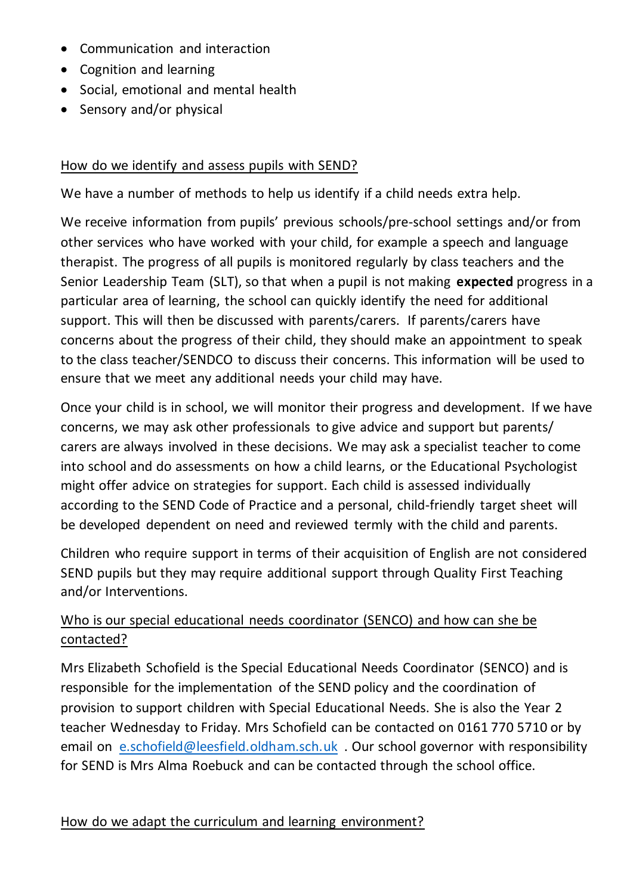- Communication and interaction
- Cognition and learning
- Social, emotional and mental health
- Sensory and/or physical

## How do we identify and assess pupils with SEND?

We have a number of methods to help us identify if a child needs extra help.

We receive information from pupils' previous schools/pre-school settings and/or from other services who have worked with your child, for example a speech and language therapist. The progress of all pupils is monitored regularly by class teachers and the Senior Leadership Team (SLT), so that when a pupil is not making **expected** progress in a particular area of learning, the school can quickly identify the need for additional support. This will then be discussed with parents/carers. If parents/carers have concerns about the progress of their child, they should make an appointment to speak to the class teacher/SENDCO to discuss their concerns. This information will be used to ensure that we meet any additional needs your child may have.

Once your child is in school, we will monitor their progress and development. If we have concerns, we may ask other professionals to give advice and support but parents/ carers are always involved in these decisions. We may ask a specialist teacher to come into school and do assessments on how a child learns, or the Educational Psychologist might offer advice on strategies for support. Each child is assessed individually according to the SEND Code of Practice and a personal, child-friendly target sheet will be developed dependent on need and reviewed termly with the child and parents.

Children who require support in terms of their acquisition of English are not considered SEND pupils but they may require additional support through Quality First Teaching and/or Interventions.

## Who is our special educational needs coordinator (SENCO) and how can she be contacted?

Mrs Elizabeth Schofield is the Special Educational Needs Coordinator (SENCO) and is responsible for the implementation of the SEND policy and the coordination of provision to support children with Special Educational Needs. She is also the Year 2 teacher Wednesday to Friday. Mrs Schofield can be contacted on 0161 770 5710 or by email on e.schofield@leesfield.oldham.sch.uk . Our school governor with responsibility for SEND is Mrs Alma Roebuck and can be contacted through the school office.

## How do we adapt the curriculum and learning environment?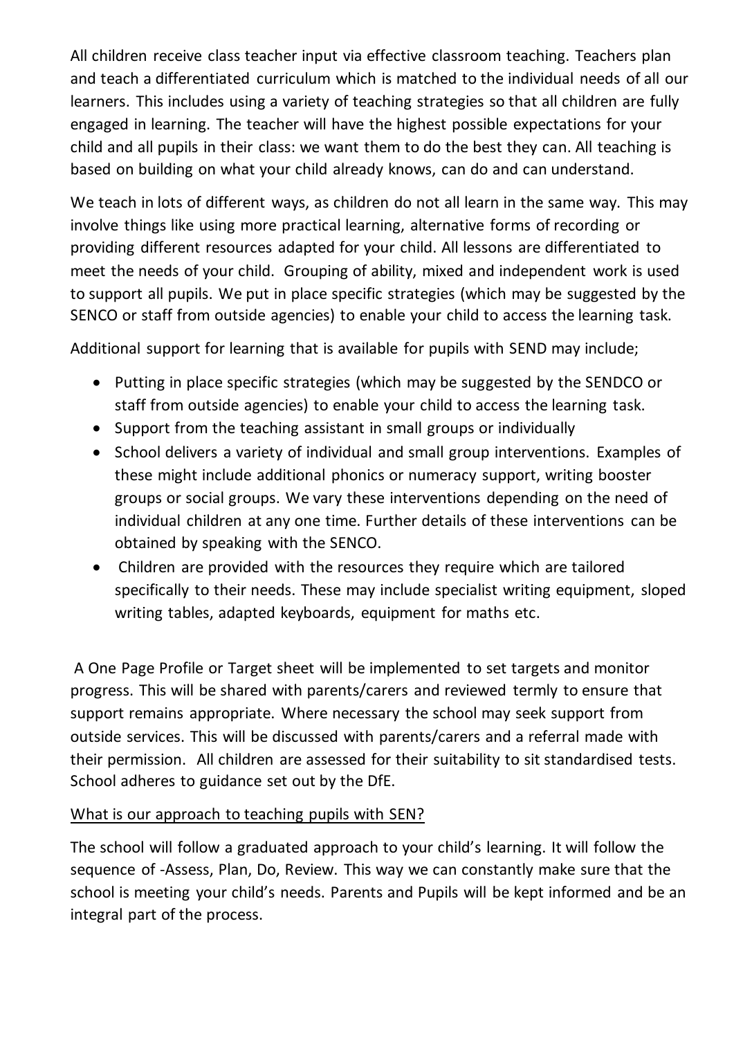All children receive class teacher input via effective classroom teaching. Teachers plan and teach a differentiated curriculum which is matched to the individual needs of all our learners. This includes using a variety of teaching strategies so that all children are fully engaged in learning. The teacher will have the highest possible expectations for your child and all pupils in their class: we want them to do the best they can. All teaching is based on building on what your child already knows, can do and can understand.

We teach in lots of different ways, as children do not all learn in the same way. This may involve things like using more practical learning, alternative forms of recording or providing different resources adapted for your child. All lessons are differentiated to meet the needs of your child. Grouping of ability, mixed and independent work is used to support all pupils. We put in place specific strategies (which may be suggested by the SENCO or staff from outside agencies) to enable your child to access the learning task.

Additional support for learning that is available for pupils with SEND may include;

- Putting in place specific strategies (which may be suggested by the SENDCO or staff from outside agencies) to enable your child to access the learning task.
- Support from the teaching assistant in small groups or individually
- School delivers a variety of individual and small group interventions. Examples of these might include additional phonics or numeracy support, writing booster groups or social groups. We vary these interventions depending on the need of individual children at any one time. Further details of these interventions can be obtained by speaking with the SENCO.
- Children are provided with the resources they require which are tailored specifically to their needs. These may include specialist writing equipment, sloped writing tables, adapted keyboards, equipment for maths etc.

A One Page Profile or Target sheet will be implemented to set targets and monitor progress. This will be shared with parents/carers and reviewed termly to ensure that support remains appropriate. Where necessary the school may seek support from outside services. This will be discussed with parents/carers and a referral made with their permission. All children are assessed for their suitability to sit standardised tests. School adheres to guidance set out by the DfE.

<u>What is our approach to teaching pupils with SEN?</u>

The school will follow a graduated approach to your child's learning. It will follow the sequence of -Assess, Plan, Do, Review. This way we can constantly make sure that the school is meeting your child's needs. Parents and Pupils will be kept informed and be an integral part of the process.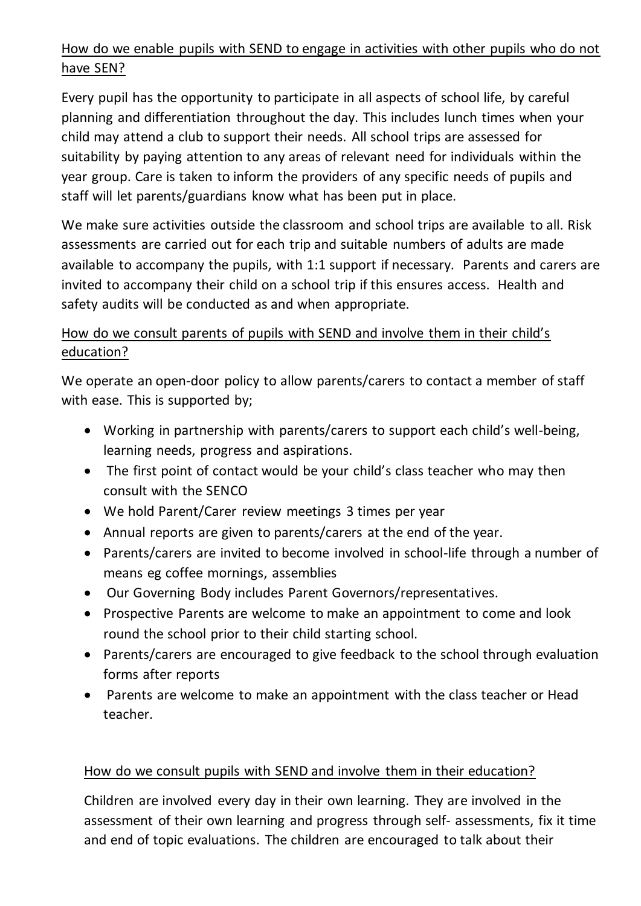## How do we enable pupils with SEND to engage in activities with other pupils who do not have SEN?

Every pupil has the opportunity to participate in all aspects of school life, by careful planning and differentiation throughout the day. This includes lunch times when your child may attend a club to support their needs. All school trips are assessed for suitability by paying attention to any areas of relevant need for individuals within the year group. Care is taken to inform the providers of any specific needs of pupils and staff will let parents/guardians know what has been put in place.

We make sure activities outside the classroom and school trips are available to all. Risk assessments are carried out for each trip and suitable numbers of adults are made available to accompany the pupils, with 1:1 support if necessary. Parents and carers are invited to accompany their child on a school trip if this ensures access. Health and safety audits will be conducted as and when appropriate.

## How do we consult parents of pupils with SEND and involve them in their child's education?

We operate an open-door policy to allow parents/carers to contact a member of staff with ease. This is supported by;

- Working in partnership with parents/carers to support each child's well-being, learning needs, progress and aspirations.
- The first point of contact would be your child's class teacher who may then consult with the SENCO
- We hold Parent/Carer review meetings 3 times per year
- Annual reports are given to parents/carers at the end of the year.
- Parents/carers are invited to become involved in school-life through a number of means eg coffee mornings, assemblies
- Our Governing Body includes Parent Governors/representatives.
- Prospective Parents are welcome to make an appointment to come and look round the school prior to their child starting school.
- Parents/carers are encouraged to give feedback to the school through evaluation forms after reports
- Parents are welcome to make an appointment with the class teacher or Head teacher.

## How do we consult pupils with SEND and involve them in their education?

Children are involved every day in their own learning. They are involved in the assessment of their own learning and progress through self- assessments, fix it time and end of topic evaluations. The children are encouraged to talk about their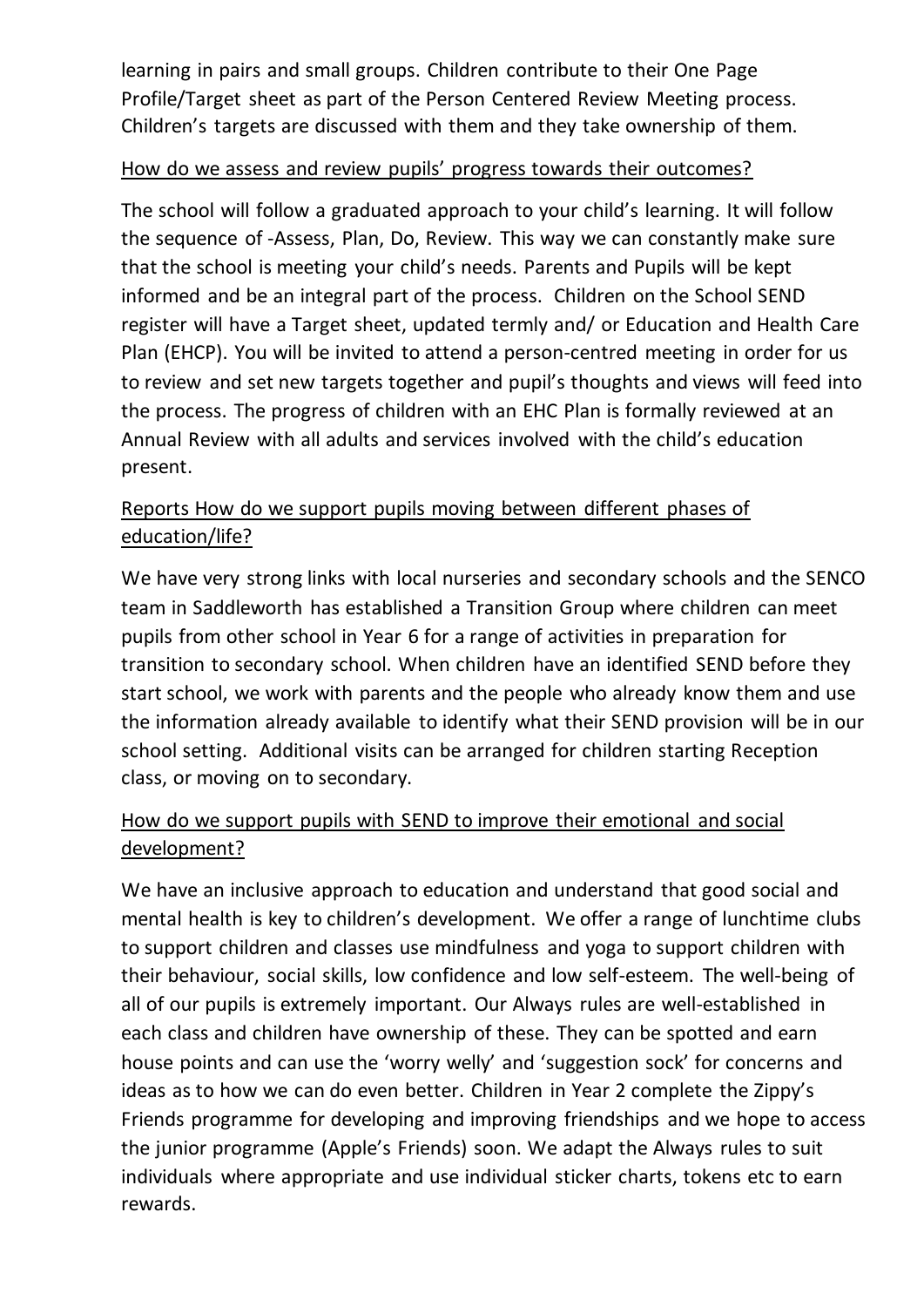learning in pairs and small groups. Children contribute to their One Page Profile/Target sheet as part of the Person Centered Review Meeting process. Children's targets are discussed with them and they take ownership of them.

<u>How do we assess and review pupils' progress towards their outcomes?</u>

The school will follow a graduated approach to your child's learning. It will follow the sequence of -Assess, Plan, Do, Review. This way we can constantly make sure that the school is meeting your child's needs. Parents and Pupils will be kept informed and be an integral part of the process. Children on the School SEND register will have a Target sheet, updated termly and/ or Education and Health Care Plan (EHCP). You will be invited to attend a person-centred meeting in order for us to review and set new targets together and pupil's thoughts and views will feed into the process. The progress of children with an EHC Plan is formally reviewed at an Annual Review with all adults and services involved with the child's education present.

<u>Reports How do we support pupils moving between different phases of education/life?</u>

We have very strong links with local nurseries and secondary schools and the SENCO team in Saddleworth has established a Transition Group where children can meet pupils from other school in Year 6 for a range of activities in preparation for transition to secondary school. When children have an identified SEND before they start school, we work with parents and the people who already know them and use the information already available to identify what their SEND provision will be in our school setting. Additional visits can be arranged for children starting Reception class, or moving on to secondary.

<u>How do we support pupils with SEND to improve their emotional and social development?</u>

We have an inclusive approach to education and understand that good social and mental health is key to children's development. We offer a range of lunchtime clubs to support children and classes use mindfulness and yoga to support children with their behaviour, social skills, low confidence and low self-esteem. The well-being of all of our pupils is extremely important. Our Always rules are well-established in each class and children have ownership of these. They can be spotted and earn house points and can use the 'worry welly' and 'suggestion sock' for concerns and ideas as to how we can do even better. Children in Year 2 complete the Zippy's Friends programme for developing and improving friendships and we hope to access the junior programme (Apple's Friends) soon. We adapt the Always rules to suit individuals where appropriate and use individual sticker charts, tokens etc to earn rewards.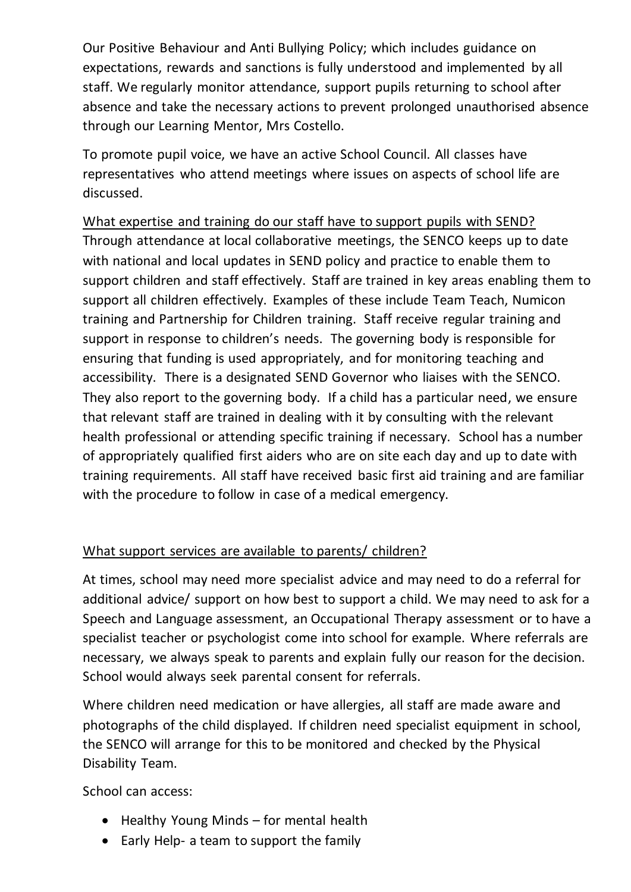Our Positive Behaviour and Anti Bullying Policy; which includes guidance on expectations, rewards and sanctions is fully understood and implemented by all staff. We regularly monitor attendance, support pupils returning to school after absence and take the necessary actions to prevent prolonged unauthorised absence through our Learning Mentor, Mrs Costello.

To promote pupil voice, we have an active School Council. All classes have representatives who attend meetings where issues on aspects of school life are discussed.

<u>What expertise and training do our staff have to support pupils with SEND?</u>

Through attendance at local collaborative meetings, the SENCO keeps up to date with national and local updates in SEND policy and practice to enable them to support children and staff effectively. Staff are trained in key areas enabling them to support all children effectively. Examples of these include Team Teach, Numicon training and Partnership for Children training. Staff receive regular training and support in response to children's needs. The governing body is responsible for ensuring that funding is used appropriately, and for monitoring teaching and accessibility. There is a designated SEND Governor who liaises with the SENCO. They also report to the governing body. If a child has a particular need, we ensure that relevant staff are trained in dealing with it by consulting with the relevant health professional or attending specific training if necessary. School has a number of appropriately qualified first aiders who are on site each day and up to date with training requirements. All staff have received basic first aid training and are familiar with the procedure to follow in case of a medical emergency.

<u>What support services are available to parents/ children?</u>

At times, school may need more specialist advice and may need to do a referral for additional advice/ support on how best to support a child. We may need to ask for a Speech and Language assessment, an Occupational Therapy assessment or to have a specialist teacher or psychologist come into school for example. Where referrals are necessary, we always speak to parents and explain fully our reason for the decision. School would always seek parental consent for referrals.

Where children need medication or have allergies, all staff are made aware and photographs of the child displayed. If children need specialist equipment in school, the SENCO will arrange for this to be monitored and checked by the Physical Disability Team.

School can access:

- Healthy Young Minds – for mental health
- Early Help- a team to support the family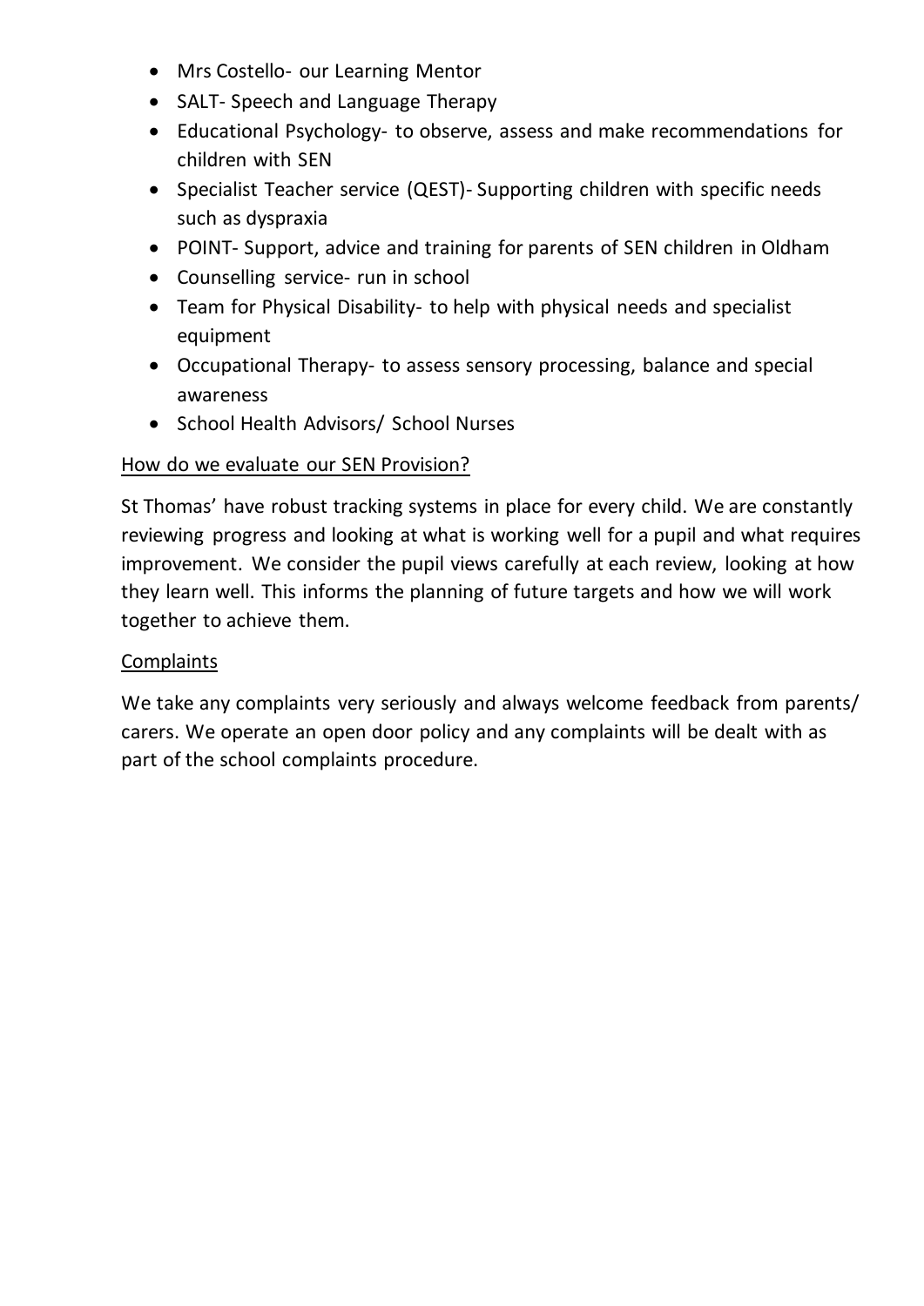- Mrs Costello- our Learning Mentor
- SALT- Speech and Language Therapy
- Educational Psychology- to observe, assess and make recommendations for children with SEN
- Specialist Teacher service (QEST)- Supporting children with specific needs such as dyspraxia
- POINT- Support, advice and training for parents of SEN children in Oldham
- Counselling service- run in school
- Team for Physical Disability- to help with physical needs and specialist equipment
- Occupational Therapy- to assess sensory processing, balance and special awareness
- School Health Advisors/ School Nurses

<u>How do we evaluate our SEN Provision?</u>

St Thomas' have robust tracking systems in place for every child. We are constantly reviewing progress and looking at what is working well for a pupil and what requires improvement. We consider the pupil views carefully at each review, looking at how they learn well. This informs the planning of future targets and how we will work together to achieve them.

<u>Complaints</u>

We take any complaints very seriously and always welcome feedback from parents/ carers. We operate an open door policy and any complaints will be dealt with as part of the school complaints procedure.